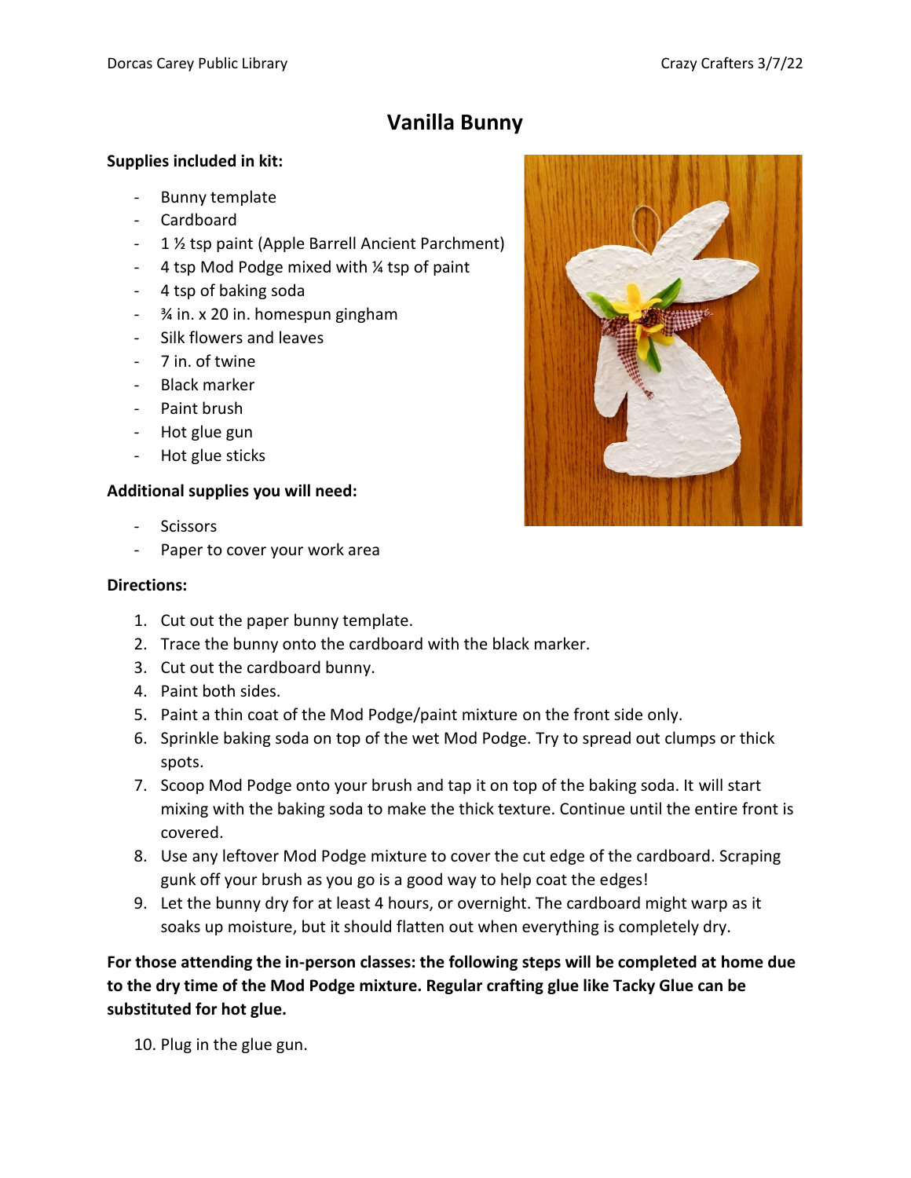# Vanilla Bunny

**Supplies included in kit:**

- Bunny template
- Cardboard
- 1 ½ tsp paint (Apple Barrell Ancient Parchment)
- 4 tsp Mod Podge mixed with ¼ tsp of paint
- 4 tsp of baking soda
- ¾ in. x 20 in. homespun gingham
- Silk flowers and leaves
- 7 in. of twine
- Black marker
- Paint brush
- Hot glue gun
- Hot glue sticks

**Additional supplies you will need:**

- Scissors
- Paper to cover your work area

**Directions:**

1. Cut out the paper bunny template.
2. Trace the bunny onto the cardboard with the black marker.
3. Cut out the cardboard bunny.
4. Paint both sides.
5. Paint a thin coat of the Mod Podge/paint mixture on the front side only.
6. Sprinkle baking soda on top of the wet Mod Podge. Try to spread out clumps or thick spots.
7. Scoop Mod Podge onto your brush and tap it on top of the baking soda. It will start mixing with the baking soda to make the thick texture. Continue until the entire front is covered.
8. Use any leftover Mod Podge mixture to cover the cut edge of the cardboard. Scraping gunk off your brush as you go is a good way to help coat the edges!
9. Let the bunny dry for at least 4 hours, or overnight. The cardboard might warp as it soaks up moisture, but it should flatten out when everything is completely dry.

**For those attending the in-person classes: the following steps will be completed at home due to the dry time of the Mod Podge mixture. Regular crafting glue like Tacky Glue can be substituted for hot glue.**

10. Plug in the glue gun.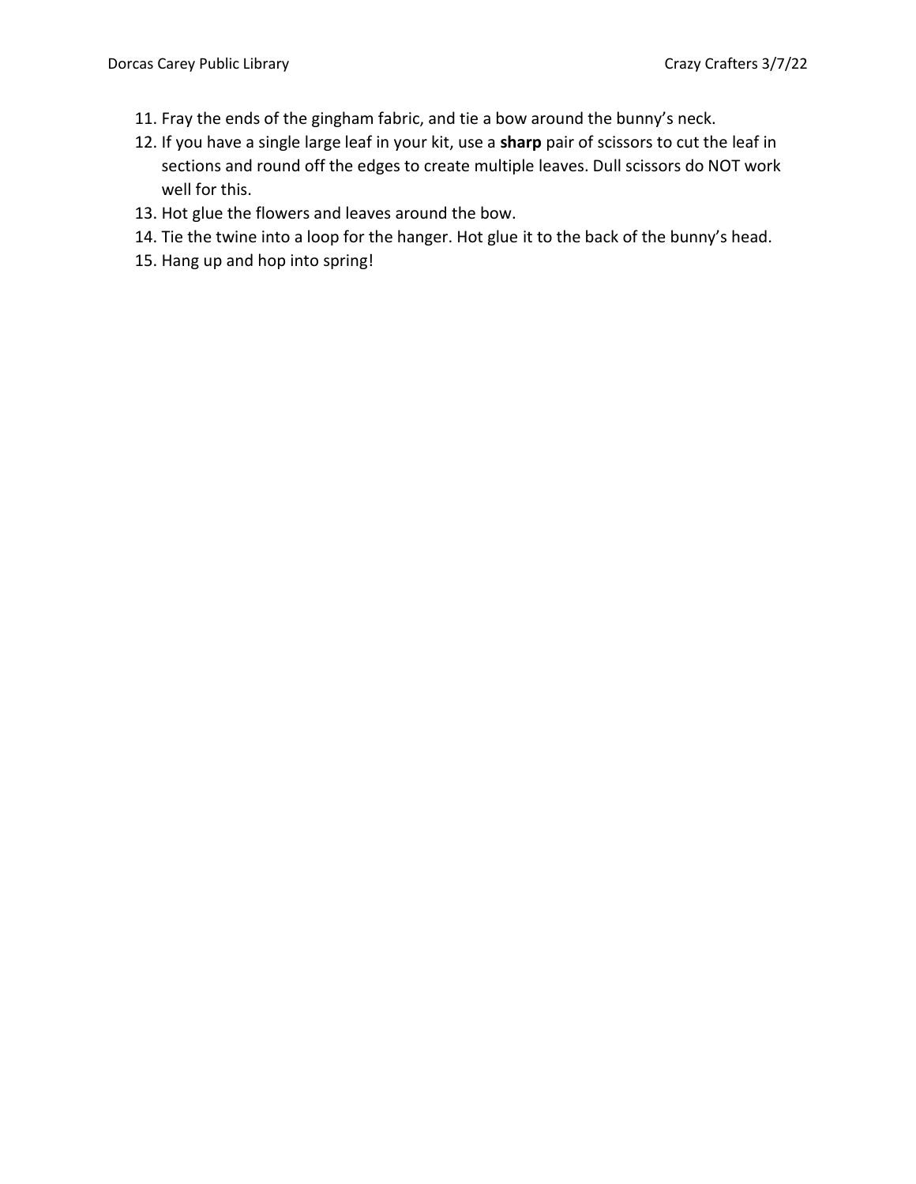11. Fray the ends of the gingham fabric, and tie a bow around the bunny's neck.
12. If you have a single large leaf in your kit, use a **sharp** pair of scissors to cut the leaf in sections and round off the edges to create multiple leaves. Dull scissors do NOT work well for this.
13. Hot glue the flowers and leaves around the bow.
14. Tie the twine into a loop for the hanger. Hot glue it to the back of the bunny's head.
15. Hang up and hop into spring!